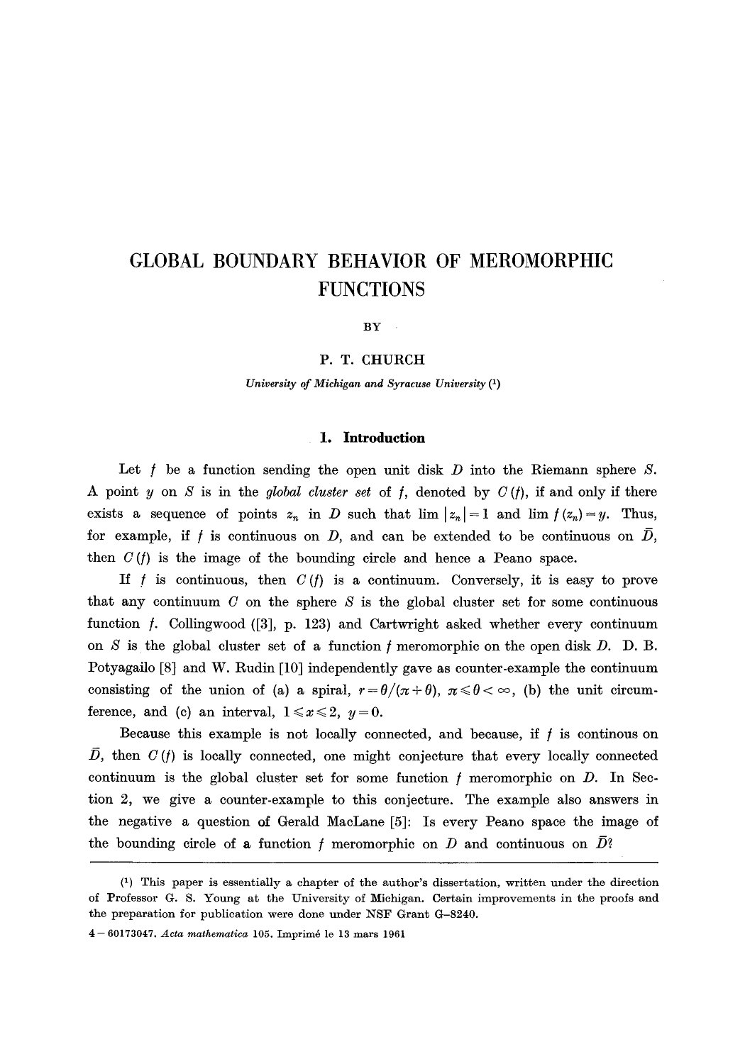# GLOBAL BOUNDARY BEHAVIOR OF MEROMORPHIC FUNCTIONS

BY

P. T. CHURCH

*University of Michigan and Syracuse University* (1)

## 1. Introduction

Let $f$ be a function sending the open unit disk $D$ into the Riemann sphere $S$. A point $y$ on $S$ is in the *global cluster set* of $f$, denoted by $C(f)$, if and only if there exists a sequence of points $z_n$ in $D$ such that $\lim |z_n| = 1$ and $\lim f(z_n) = y$. Thus, for example, if $f$ is continuous on $D$, and can be extended to be continuous on $\bar{D}$, then $C(f)$ is the image of the bounding circle and hence a Peano space.

If $f$ is continuous, then $C(f)$ is a continuum. Conversely, it is easy to prove that any continuum $C$ on the sphere $S$ is the global cluster set for some continuous function $f$. Collingwood ([3], p. 123) and Cartwright asked whether every continuum on $S$ is the global cluster set of a function $f$ meromorphic on the open disk $D$. D. B. Potyagailo [8] and W. Rudin [10] independently gave as counter-example the continuum consisting of the union of (a) a spiral, $r = \theta/(\pi + \theta)$, $\pi \leqslant \theta < \infty$, (b) the unit circumference, and (c) an interval, $1 \leqslant x \leqslant 2$, $y = 0$.

Because this example is not locally connected, and because, if $f$ is continous on $\bar{D}$, then $C(f)$ is locally connected, one might conjecture that every locally connected continuum is the global cluster set for some function $f$ meromorphic on $D$. In Section 2, we give a counter-example to this conjecture. The example also answers in the negative a question of Gerald MacLane [5]: Is every Peano space the image of the bounding circle of a function $f$ meromorphic on $D$ and continuous on $\bar{D}$?

(1) This paper is essentially a chapter of the author's dissertation, written under the direction of Professor G. S. Young at the University of Michigan. Certain improvements in the proofs and the preparation for publication were done under NSF Grant G-8240.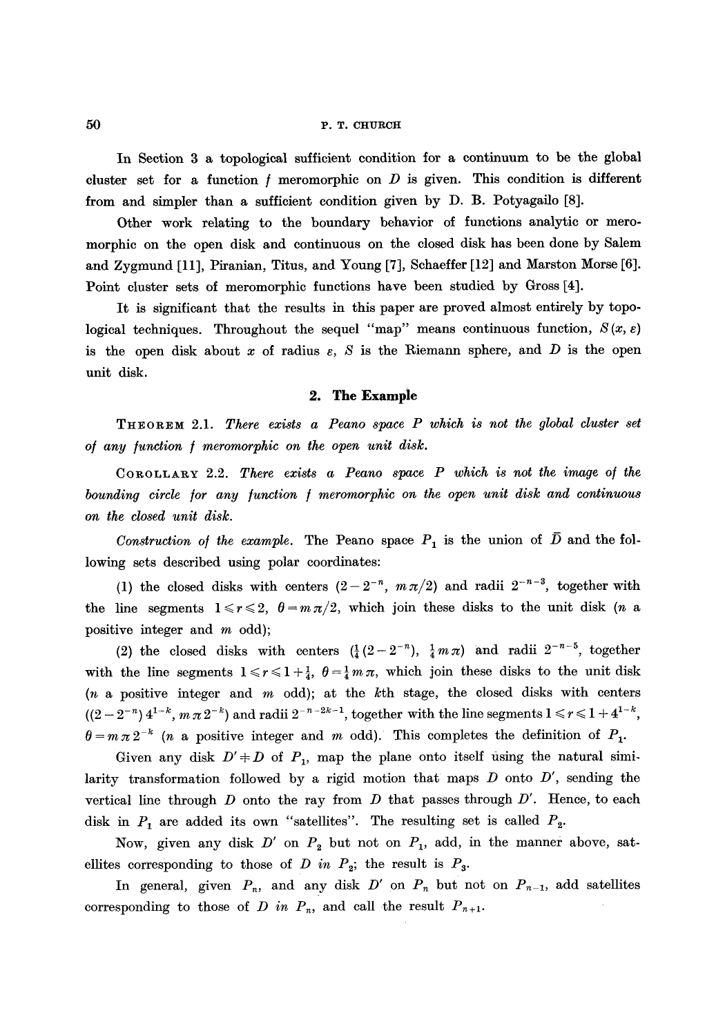In Section 3 a topological sufficient condition for a continuum to be the global cluster set for a function $f$ meromorphic on $D$ is given. This condition is different from and simpler than a sufficient condition given by D. B. Potyagailo [8].

Other work relating to the boundary behavior of functions analytic or meromorphic on the open disk and continuous on the closed disk has been done by Salem and Zygmund [11], Piranian, Titus, and Young [7], Schaeffer [12] and Marston Morse [6]. Point cluster sets of meromorphic functions have been studied by Gross [4].

It is significant that the results in this paper are proved almost entirely by topological techniques. Throughout the sequel "map" means continuous function, $S(x, \varepsilon)$ is the open disk about $x$ of radius $\varepsilon$, $S$ is the Riemann sphere, and $D$ is the open unit disk.

## 2. The Example

THEOREM 2.1. *There exists a Peano space $P$ which is not the global cluster set of any function $f$ meromorphic on the open unit disk.*

COROLLARY 2.2. *There exists a Peano space $P$ which is not the image of the bounding circle for any function $f$ meromorphic on the open unit disk and continuous on the closed unit disk.*

*Construction of the example.* The Peano space $P_1$ is the union of $\bar{D}$ and the following sets described using polar coordinates:

(1) the closed disks with centers $(2-2^{-n}, m\pi/2)$ and radii $2^{-n-3}$, together with the line segments $1 \leqslant r \leqslant 2$, $\theta = m\pi/2$, which join these disks to the unit disk ($n$ a positive integer and $m$ odd);

(2) the closed disks with centers $(\frac{1}{4}(2-2^{-n}), \frac{1}{4}m\pi)$ and radii $2^{-n-5}$, together with the line segments $1 \leqslant r \leqslant 1+\frac{1}{4}$, $\theta = \frac{1}{4}m\pi$, which join these disks to the unit disk ($n$ a positive integer and $m$ odd); at the $k$th stage, the closed disks with centers $((2-2^{-n})\,4^{1-k}, m\pi 2^{-k})$ and radii $2^{-n-2k-1}$, together with the line segments $1 \leqslant r \leqslant 1+4^{1-k}$, $\theta = m\pi 2^{-k}$ ($n$ a positive integer and $m$ odd). This completes the definition of $P_1$.

Given any disk $D' \neq D$ of $P_1$, map the plane onto itself using the natural similarity transformation followed by a rigid motion that maps $D$ onto $D'$, sending the vertical line through $D$ onto the ray from $D$ that passes through $D'$. Hence, to each disk in $P_1$ are added its own "satellites". The resulting set is called $P_2$.

Now, given any disk $D'$ on $P_2$ but not on $P_1$, add, in the manner above, satellites corresponding to those of $D$ *in* $P_2$; the result is $P_3$.

In general, given $P_n$, and any disk $D'$ on $P_n$ but not on $P_{n-1}$, add satellites corresponding to those of $D$ *in* $P_n$, and call the result $P_{n+1}$.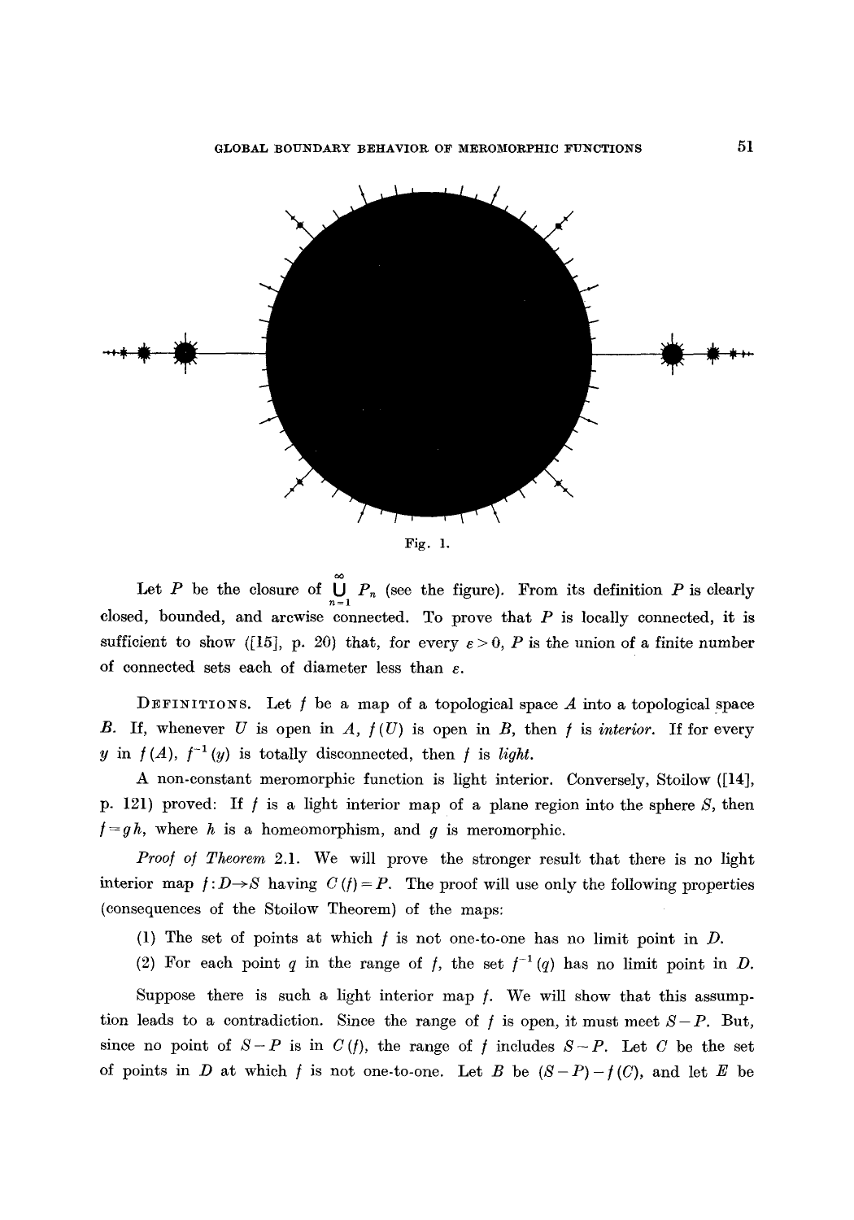Fig. 1.

Let $P$ be the closure of $\bigcup_{n=1}^{\infty} P_n$ (see the figure). From its definition $P$ is clearly closed, bounded, and arcwise connected. To prove that $P$ is locally connected, it is sufficient to show ([15], p. 20) that, for every $\varepsilon > 0$, $P$ is the union of a finite number of connected sets each of diameter less than $\varepsilon$.

DEFINITIONS. Let $f$ be a map of a topological space $A$ into a topological space $B$. If, whenever $U$ is open in $A$, $f(U)$ is open in $B$, then $f$ is *interior*. If for every $y$ in $f(A)$, $f^{-1}(y)$ is totally disconnected, then $f$ is *light*.

A non-constant meromorphic function is light interior. Conversely, Stoilow ([14], p. 121) proved: If $f$ is a light interior map of a plane region into the sphere $S$, then $f = gh$, where $h$ is a homeomorphism, and $g$ is meromorphic.

*Proof of Theorem* 2.1. We will prove the stronger result that there is no light interior map $f: D \to S$ having $C(f) = P$. The proof will use only the following properties (consequences of the Stoilow Theorem) of the maps:

(1) The set of points at which $f$ is not one-to-one has no limit point in $D$.

(2) For each point $q$ in the range of $f$, the set $f^{-1}(q)$ has no limit point in $D$.

Suppose there is such a light interior map $f$. We will show that this assumption leads to a contradiction. Since the range of $f$ is open, it must meet $S - P$. But, since no point of $S - P$ is in $C(f)$, the range of $f$ includes $S - P$. Let $C$ be the set of points in $D$ at which $f$ is not one-to-one. Let $B$ be $(S - P) - f(C)$, and let $E$ be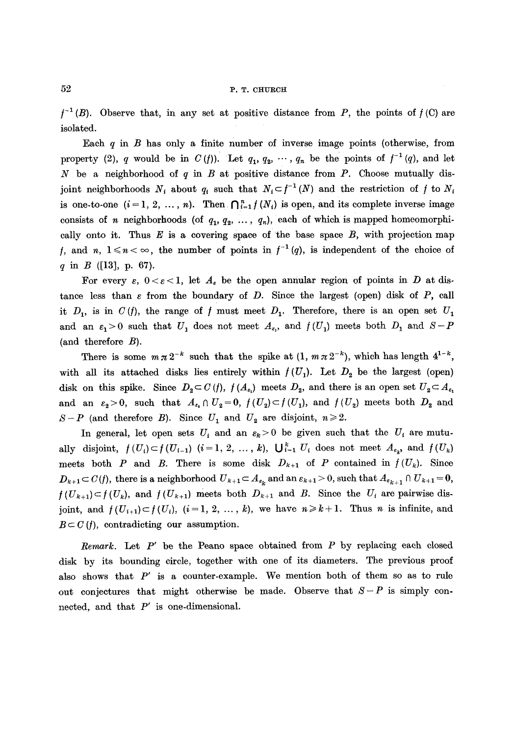$f^{-1}(B)$. Observe that, in any set at positive distance from $P$, the points of $f(C)$ are isolated.

Each $q$ in $B$ has only a finite number of inverse image points (otherwise, from property (2), $q$ would be in $C(f)$). Let $q_1, q_2, \cdots, q_n$ be the points of $f^{-1}(q)$, and let $N$ be a neighborhood of $q$ in $B$ at positive distance from $P$. Choose mutually disjoint neighborhoods $N_i$ about $q_i$ such that $N_i \subset f^{-1}(N)$ and the restriction of $f$ to $N_i$ is one-to-one ($i = 1, 2, \ldots, n$). Then $\bigcap_{i=1}^{n} f(N_i)$ is open, and its complete inverse image consists of $n$ neighborhoods (of $q_1, q_2, \ldots, q_n$), each of which is mapped homeomorphically onto it. Thus $E$ is a covering space of the base space $B$, with projection map $f$, and $n$, $1 \leqslant n < \infty$, the number of points in $f^{-1}(q)$, is independent of the choice of $q$ in $B$ ([13], p. 67).

For every $\varepsilon$, $0 < \varepsilon < 1$, let $A_\varepsilon$ be the open annular region of points in $D$ at distance less than $\varepsilon$ from the boundary of $D$. Since the largest (open) disk of $P$, call it $D_1$, is in $C(f)$, the range of $f$ must meet $D_1$. Therefore, there is an open set $U_1$ and an $\varepsilon_1 > 0$ such that $U_1$ does not meet $A_{\varepsilon_1}$, and $f(U_1)$ meets both $D_1$ and $S - P$ (and therefore $B$).

There is some $m\pi 2^{-k}$ such that the spike at $(1, m\pi 2^{-k})$, which has length $4^{1-k}$, with all its attached disks lies entirely within $f(U_1)$. Let $D_2$ be the largest (open) disk on this spike. Since $D_2 \subset C(f)$, $f(A_{\varepsilon_1})$ meets $D_2$, and there is an open set $U_2 \subset A_{\varepsilon_1}$ and an $\varepsilon_2 > 0$, such that $A_{\varepsilon_2} \cap U_2 = 0$, $f(U_2) \subset f(U_1)$, and $f(U_2)$ meets both $D_2$ and $S - P$ (and therefore $B$). Since $U_1$ and $U_2$ are disjoint, $n \geqslant 2$.

In general, let open sets $U_i$ and an $\varepsilon_k > 0$ be given such that the $U_i$ are mutually disjoint, $f(U_i) \subset f(U_{i-1})$ ($i = 1, 2, \ldots, k$), $\bigcup_{i=1}^{k} U_i$ does not meet $A_{\varepsilon_k}$, and $f(U_k)$ meets both $P$ and $B$. There is some disk $D_{k+1}$ of $P$ contained in $f(U_k)$. Since $D_{k+1} \subset C(f)$, there is a neighborhood $U_{k+1} \subset A_{\varepsilon_k}$ and an $\varepsilon_{k+1} > 0$, such that $A_{\varepsilon_{k+1}} \cap U_{k+1} = 0$, $f(U_{k+1}) \subset f(U_k)$, and $f(U_{k+1})$ meets both $D_{k+1}$ and $B$. Since the $U_i$ are pairwise disjoint, and $f(U_{i+1}) \subset f(U_i)$, ($i = 1, 2, \ldots, k$), we have $n \geqslant k + 1$. Thus $n$ is infinite, and $B \subset C(f)$, contradicting our assumption.

*Remark.* Let $P'$ be the Peano space obtained from $P$ by replacing each closed disk by its bounding circle, together with one of its diameters. The previous proof also shows that $P'$ is a counter-example. We mention both of them so as to rule out conjectures that might otherwise be made. Observe that $S - P$ is simply connected, and that $P'$ is one-dimensional.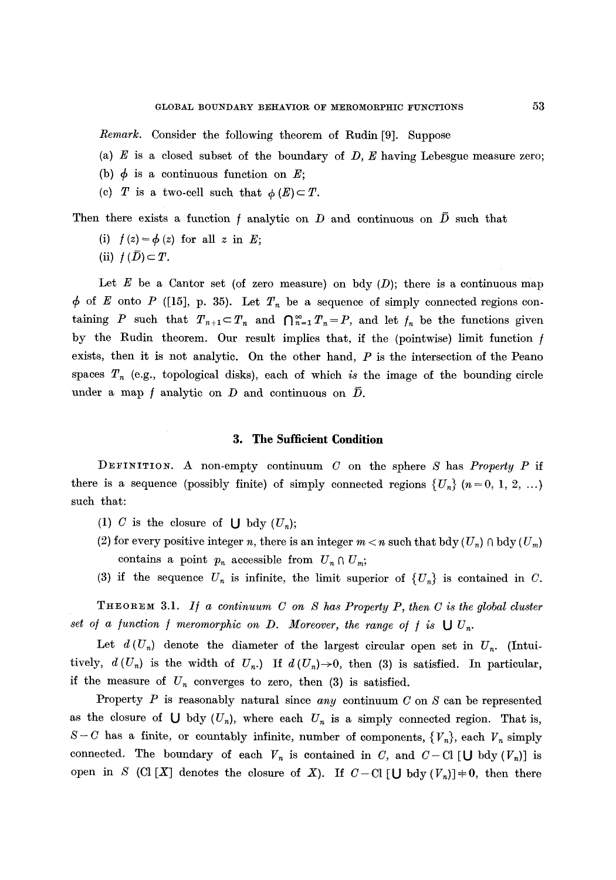*Remark.* Consider the following theorem of Rudin [9]. Suppose

(a) $E$ is a closed subset of the boundary of $D$, $E$ having Lebesgue measure zero;

(b) $\phi$ is a continuous function on $E$;

(c) $T$ is a two-cell such that $\phi(E) \subset T$.

Then there exists a function $f$ analytic on $D$ and continuous on $\bar{D}$ such that

(i) $f(z) = \phi(z)$ for all $z$ in $E$;

(ii) $f(\bar{D}) \subset T$.

Let $E$ be a Cantor set (of zero measure) on bdy $(D)$; there is a continuous map $\phi$ of $E$ onto $P$ ([15], p. 35). Let $T_n$ be a sequence of simply connected regions containing $P$ such that $T_{n+1} \subset T_n$ and $\bigcap_{n=1}^{\infty} T_n = P$, and let $f_n$ be the functions given by the Rudin theorem. Our result implies that, if the (pointwise) limit function $f$ exists, then it is not analytic. On the other hand, $P$ is the intersection of the Peano spaces $T_n$ (e.g., topological disks), each of which *is* the image of the bounding circle under a map $f$ analytic on $D$ and continuous on $\bar{D}$.

## 3. The Sufficient Condition

DEFINITION. A non-empty continuum $C$ on the sphere $S$ has *Property P* if there is a sequence (possibly finite) of simply connected regions $\{U_n\}$ $(n = 0, 1, 2, \ldots)$ such that:

(1) $C$ is the closure of $\bigcup$ bdy $(U_n)$;

(2) for every positive integer $n$, there is an integer $m < n$ such that bdy $(U_n) \cap$ bdy $(U_m)$ contains a point $p_n$ accessible from $U_n \cap U_m$;

(3) if the sequence $U_n$ is infinite, the limit superior of $\{U_n\}$ is contained in $C$.

THEOREM 3.1. *If a continuum $C$ on $S$ has Property P, then $C$ is the global cluster set of a function $f$ meromorphic on $D$. Moreover, the range of $f$ is $\bigcup U_n$.*

Let $d(U_n)$ denote the diameter of the largest circular open set in $U_n$. (Intuitively, $d(U_n)$ is the width of $U_n$.) If $d(U_n) \to 0$, then (3) is satisfied. In particular, if the measure of $U_n$ converges to zero, then (3) is satisfied.

Property P is reasonably natural since *any* continuum $C$ on $S$ can be represented as the closure of $\bigcup$ bdy $(U_n)$, where each $U_n$ is a simply connected region. That is, $S - C$ has a finite, or countably infinite, number of components, $\{V_n\}$, each $V_n$ simply connected. The boundary of each $V_n$ is contained in $C$, and $C - \mathrm{Cl}\,[\bigcup \text{bdy}\,(V_n)]$ is open in $S$ (Cl $[X]$ denotes the closure of $X$). If $C - \mathrm{Cl}\,[\bigcup \text{bdy}\,(V_n)] \neq 0$, then there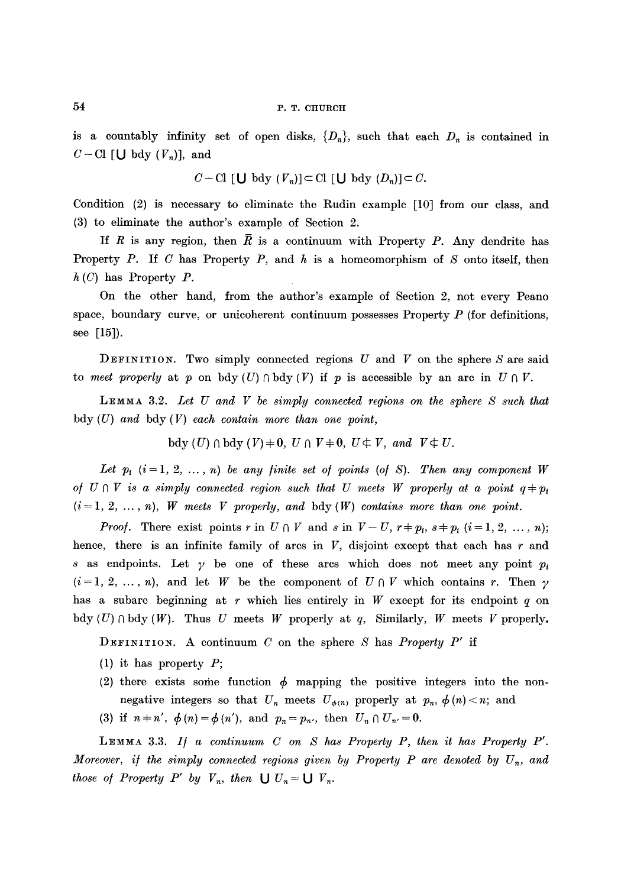is a countably infinity set of open disks, $\{D_n\}$, such that each $D_n$ is contained in $C - \mathrm{Cl}\,[\bigcup \mathrm{bdy}\,(V_n)]$, and

$$C - \mathrm{Cl}\,[\bigcup \mathrm{bdy}\,(V_n)] \subset \mathrm{Cl}\,[\bigcup \mathrm{bdy}\,(D_n)] \subset C.$$

Condition (2) is necessary to eliminate the Rudin example [10] from our class, and (3) to eliminate the author's example of Section 2.

If $R$ is any region, then $\bar{R}$ is a continuum with Property $P$. Any dendrite has Property $P$. If $C$ has Property $P$, and $h$ is a homeomorphism of $S$ onto itself, then $h(C)$ has Property $P$.

On the other hand, from the author's example of Section 2, not every Peano space, boundary curve, or unicoherent continuum possesses Property $P$ (for definitions, see [15]).

Definition. Two simply connected regions $U$ and $V$ on the sphere $S$ are said to *meet properly* at $p$ on $\mathrm{bdy}\,(U) \cap \mathrm{bdy}\,(V)$ if $p$ is accessible by an arc in $U \cap V$.

Lemma 3.2. *Let $U$ and $V$ be simply connected regions on the sphere $S$ such that* $\mathrm{bdy}\,(U)$ *and* $\mathrm{bdy}\,(V)$ *each contain more than one point,*

$$\mathrm{bdy}\,(U) \cap \mathrm{bdy}\,(V) \neq 0,\; U \cap V \neq 0,\; U \not\subset V, \text{ and } V \not\subset U.$$

*Let $p_i$ $(i = 1, 2, \ldots, n)$ be any finite set of points (of $S$). Then any component $W$ of $U \cap V$ is a simply connected region such that $U$ meets $W$ properly at a point $q \neq p_i$ $(i = 1, 2, \ldots, n)$, $W$ meets $V$ properly, and* $\mathrm{bdy}\,(W)$ *contains more than one point.*

*Proof.* There exist points $r$ in $U \cap V$ and $s$ in $V - U$, $r \neq p_i$, $s \neq p_i$ $(i = 1, 2, \ldots, n)$; hence, there is an infinite family of arcs in $V$, disjoint except that each has $r$ and $s$ as endpoints. Let $\gamma$ be one of these arcs which does not meet any point $p_i$ $(i = 1, 2, \ldots, n)$, and let $W$ be the component of $U \cap V$ which contains $r$. Then $\gamma$ has a subarc beginning at $r$ which lies entirely in $W$ except for its endpoint $q$ on $\mathrm{bdy}\,(U) \cap \mathrm{bdy}\,(W)$. Thus $U$ meets $W$ properly at $q$. Similarly, $W$ meets $V$ properly.

Definition. A continuum $C$ on the sphere $S$ has *Property $P'$* if

(1) it has property $P$;

(2) there exists some function $\phi$ mapping the positive integers into the non-negative integers so that $U_n$ meets $U_{\phi(n)}$ properly at $p_n$, $\phi(n) < n$; and

(3) if $n \neq n'$, $\phi(n) = \phi(n')$, and $p_n = p_{n'}$, then $U_n \cap U_{n'} = 0$.

Lemma 3.3. *If a continuum $C$ on $S$ has Property $P$, then it has Property $P'$. Moreover, if the simply connected regions given by Property $P$ are denoted by $U_n$, and those of Property $P'$ by $V_n$, then $\bigcup U_n = \bigcup V_n$.*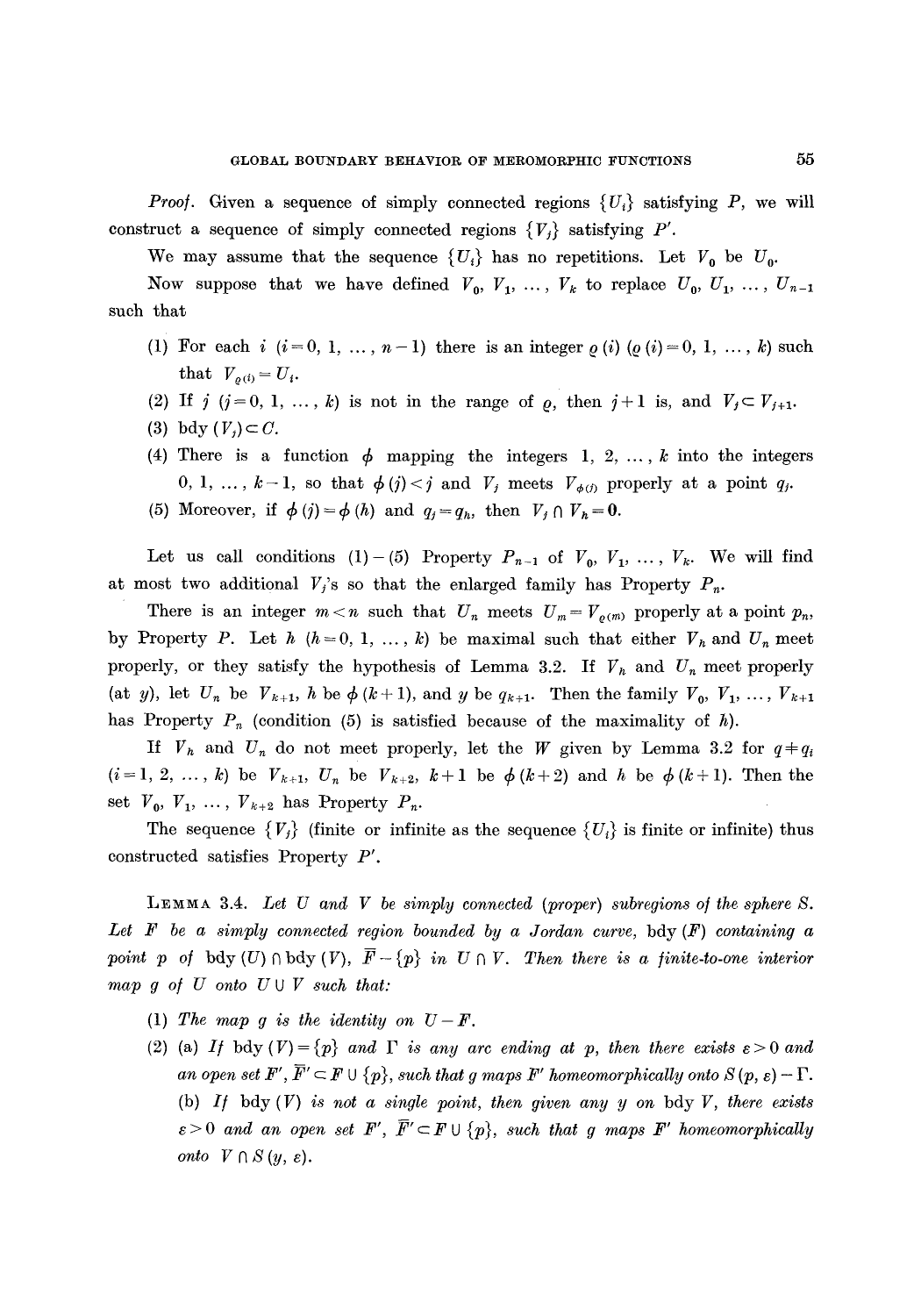*Proof.* Given a sequence of simply connected regions $\{U_i\}$ satisfying $P$, we will construct a sequence of simply connected regions $\{V_j\}$ satisfying $P'$.

We may assume that the sequence $\{U_i\}$ has no repetitions. Let $V_0$ be $U_0$.

Now suppose that we have defined $V_0, V_1, \ldots, V_k$ to replace $U_0, U_1, \ldots, U_{n-1}$ such that

(1) For each $i$ $(i=0, 1, \ldots, n-1)$ there is an integer $\varrho(i)$ $(\varrho(i)=0, 1, \ldots, k)$ such that $V_{\varrho(i)}=U_i$.

(2) If $j$ $(j=0, 1, \ldots, k)$ is not in the range of $\varrho$, then $j+1$ is, and $V_j \subset V_{j+1}$.

(3) $\text{bdy}(V_j) \subset C$.

(4) There is a function $\phi$ mapping the integers $1, 2, \ldots, k$ into the integers $0, 1, \ldots, k-1$, so that $\phi(j) < j$ and $V_j$ meets $V_{\phi(j)}$ properly at a point $q_j$.

(5) Moreover, if $\phi(j)=\phi(h)$ and $q_j=q_h$, then $V_j \cap V_h = 0$.

Let us call conditions (1)–(5) Property $P_{n-1}$ of $V_0, V_1, \ldots, V_k$. We will find at most two additional $V_j$'s so that the enlarged family has Property $P_n$.

There is an integer $m<n$ such that $U_n$ meets $U_m=V_{\varrho(m)}$ properly at a point $p_n$, by Property $P$. Let $h$ $(h=0, 1, \ldots, k)$ be maximal such that either $V_h$ and $U_n$ meet properly, or they satisfy the hypothesis of Lemma 3.2. If $V_h$ and $U_n$ meet properly (at $y$), let $U_n$ be $V_{k+1}$, $h$ be $\phi(k+1)$, and $y$ be $q_{k+1}$. Then the family $V_0, V_1, \ldots, V_{k+1}$ has Property $P_n$ (condition (5) is satisfied because of the maximality of $h$).

If $V_h$ and $U_n$ do not meet properly, let the $W$ given by Lemma 3.2 for $q \neq q_i$ $(i=1, 2, \ldots, k)$ be $V_{k+1}$, $U_n$ be $V_{k+2}$, $k+1$ be $\phi(k+2)$ and $h$ be $\phi(k+1)$. Then the set $V_0, V_1, \ldots, V_{k+2}$ has Property $P_n$.

The sequence $\{V_j\}$ (finite or infinite as the sequence $\{U_i\}$ is finite or infinite) thus constructed satisfies Property $P'$.

LEMMA 3.4. *Let $U$ and $V$ be simply connected (proper) subregions of the sphere $S$. Let $F$ be a simply connected region bounded by a Jordan curve, $\text{bdy}(F)$ containing a point $p$ of $\text{bdy}(U) \cap \text{bdy}(V)$, $\bar{F}-\{p\}$ in $U \cap V$. Then there is a finite-to-one interior map $g$ of $U$ onto $U \cup V$ such that:*

(1) *The map $g$ is the identity on $U-F$.*

(2) (a) *If $\text{bdy}(V)=\{p\}$ and $\Gamma$ is any arc ending at $p$, then there exists $\varepsilon>0$ and an open set $F'$, $\bar{F}' \subset F \cup \{p\}$, such that $g$ maps $F'$ homeomorphically onto $S(p, \varepsilon)-\Gamma$.*

(b) *If $\text{bdy}(V)$ is not a single point, then given any $y$ on $\text{bdy}\, V$, there exists $\varepsilon>0$ and an open set $F'$, $\bar{F}' \subset F \cup \{p\}$, such that $g$ maps $F'$ homeomorphically onto $V \cap S(y, \varepsilon)$.*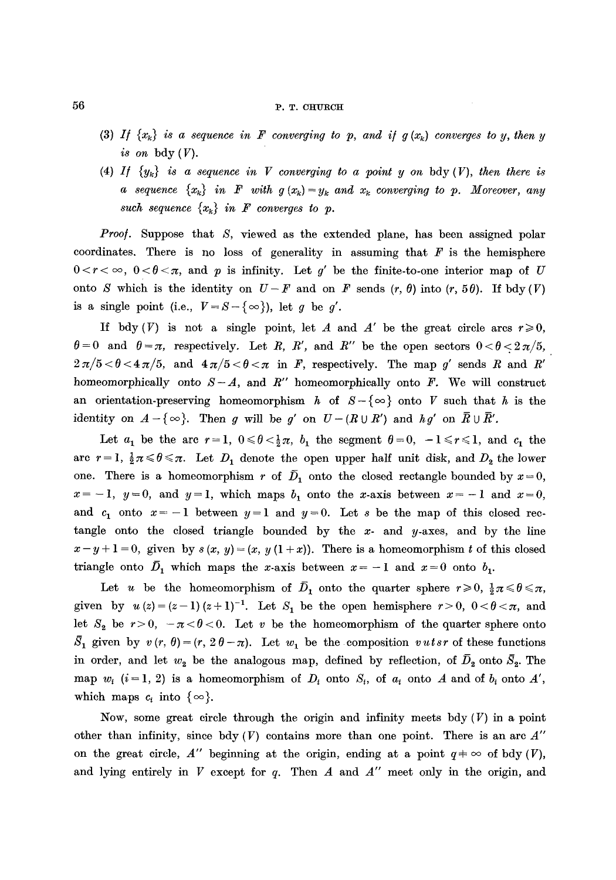(3) *If* $\{x_k\}$ *is a sequence in* $F$ *converging to* $p$, *and if* $g(x_k)$ *converges to* $y$, *then* $y$ *is on* bdy $(V)$.

(4) *If* $\{y_k\}$ *is a sequence in* $V$ *converging to a point* $y$ *on* bdy $(V)$, *then there is a sequence* $\{x_k\}$ *in* $F$ *with* $g(x_k) = y_k$ *and* $x_k$ *converging to* $p$. *Moreover, any such sequence* $\{x_k\}$ *in* $F$ *converges to* $p$.

*Proof.* Suppose that $S$, viewed as the extended plane, has been assigned polar coordinates. There is no loss of generality in assuming that $F$ is the hemisphere $0 < r < \infty$, $0 < \theta < \pi$, and $p$ is infinity. Let $g'$ be the finite-to-one interior map of $U$ onto $S$ which is the identity on $U - F$ and on $F$ sends $(r, \theta)$ into $(r, 5\theta)$. If bdy $(V)$ is a single point (i.e., $V = S - \{\infty\}$), let $g$ be $g'$.

If bdy $(V)$ is not a single point, let $A$ and $A'$ be the great circle arcs $r \geqslant 0$, $\theta = 0$ and $\theta = \pi$, respectively. Let $R$, $R'$, and $R''$ be the open sectors $0 < \theta < 2\pi/5$, $2\pi/5 < \theta < 4\pi/5$, and $4\pi/5 < \theta < \pi$ in $F$, respectively. The map $g'$ sends $R$ and $R'$ homeomorphically onto $S - A$, and $R''$ homeomorphically onto $F$. We will construct an orientation-preserving homeomorphism $h$ of $S - \{\infty\}$ onto $V$ such that $h$ is the identity on $A - \{\infty\}$. Then $g$ will be $g'$ on $U - (R \cup R')$ and $hg'$ on $\bar{R} \cup \bar{R}'$.

Let $a_1$ be the arc $r = 1$, $0 \leqslant \theta < \frac{1}{2}\pi$, $b_1$ the segment $\theta = 0$, $-1 \leqslant r \leqslant 1$, and $c_1$ the arc $r = 1$, $\frac{1}{2}\pi \leqslant \theta \leqslant \pi$. Let $D_1$ denote the open upper half unit disk, and $D_2$ the lower one. There is a homeomorphism $r$ of $\bar{D}_1$ onto the closed rectangle bounded by $x = 0$, $x = -1$, $y = 0$, and $y = 1$, which maps $b_1$ onto the $x$-axis between $x = -1$ and $x = 0$, and $c_1$ onto $x = -1$ between $y = 1$ and $y = 0$. Let $s$ be the map of this closed rectangle onto the closed triangle bounded by the $x$- and $y$-axes, and by the line $x - y + 1 = 0$, given by $s(x, y) = (x, y(1 + x))$. There is a homeomorphism $t$ of this closed triangle onto $\bar{D}_1$ which maps the $x$-axis between $x = -1$ and $x = 0$ onto $b_1$.

Let $u$ be the homeomorphism of $\bar{D}_1$ onto the quarter sphere $r \geqslant 0$, $\frac{1}{2}\pi \leqslant \theta \leqslant \pi$, given by $u(z) = (z - 1)(z + 1)^{-1}$. Let $S_1$ be the open hemisphere $r > 0$, $0 < \theta < \pi$, and let $S_2$ be $r > 0$, $-\pi < \theta < 0$. Let $v$ be the homeomorphism of the quarter sphere onto $\bar{S}_1$ given by $v(r, \theta) = (r, 2\theta - \pi)$. Let $w_1$ be the composition $vutsr$ of these functions in order, and let $w_2$ be the analogous map, defined by reflection, of $\bar{D}_2$ onto $\bar{S}_2$. The map $w_i$ $(i = 1, 2)$ is a homeomorphism of $D_i$ onto $S_i$, of $a_i$ onto $A$ and of $b_i$ onto $A'$, which maps $c_i$ into $\{\infty\}$.

Now, some great circle through the origin and infinity meets bdy $(V)$ in a point other than infinity, since bdy $(V)$ contains more than one point. There is an arc $A''$ on the great circle, $A''$ beginning at the origin, ending at a point $q \neq \infty$ of bdy $(V)$, and lying entirely in $V$ except for $q$. Then $A$ and $A''$ meet only in the origin, and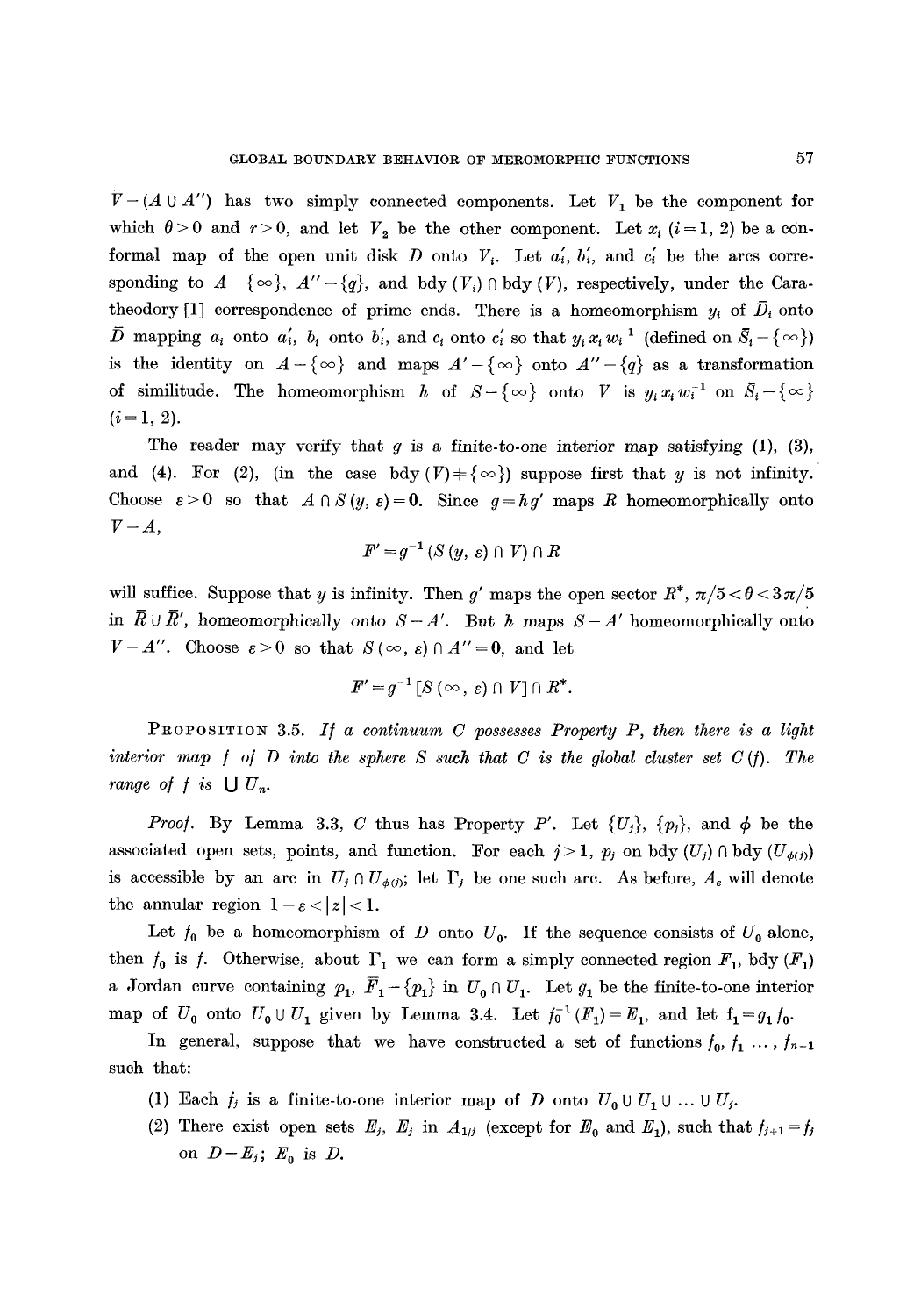$V-(A \cup A'')$ has two simply connected components. Let $V_1$ be the component for which $\theta > 0$ and $r > 0$, and let $V_2$ be the other component. Let $x_i$ $(i=1, 2)$ be a conformal map of the open unit disk $D$ onto $V_i$. Let $a_i'$, $b_i'$, and $c_i'$ be the arcs corresponding to $A-\{\infty\}$, $A''-\{q\}$, and $\text{bdy}(V_i) \cap \text{bdy}(V)$, respectively, under the Carathéodory [1] correspondence of prime ends. There is a homeomorphism $y_i$ of $\bar{D}_i$ onto $\bar{D}$ mapping $a_i$ onto $a_i'$, $b_i$ onto $b_i'$, and $c_i$ onto $c_i'$ so that $y_i x_i w_i^{-1}$ (defined on $\bar{S}_i-\{\infty\}$) is the identity on $A-\{\infty\}$ and maps $A'-\{\infty\}$ onto $A''-\{q\}$ as a transformation of similitude. The homeomorphism $h$ of $S-\{\infty\}$ onto $V$ is $y_i x_i w_i^{-1}$ on $\bar{S}_i-\{\infty\}$ $(i=1, 2)$.

The reader may verify that $g$ is a finite-to-one interior map satisfying (1), (3), and (4). For (2), (in the case $\text{bdy}(V) \neq \{\infty\}$) suppose first that $y$ is not infinity. Choose $\varepsilon > 0$ so that $A \cap S(y, \varepsilon) = 0$. Since $g = hg'$ maps $R$ homeomorphically onto $V-A$,

$$F' = g^{-1}(S(y, \varepsilon) \cap V) \cap R$$

will suffice. Suppose that $y$ is infinity. Then $g'$ maps the open sector $R^*$, $\pi/5 < \theta < 3\pi/5$ in $\bar{R} \cup \bar{R}'$, homeomorphically onto $S-A'$. But $h$ maps $S-A'$ homeomorphically onto $V-A''$. Choose $\varepsilon > 0$ so that $S(\infty, \varepsilon) \cap A'' = 0$, and let

$$F' = g^{-1}[S(\infty, \varepsilon) \cap V] \cap R^*.$$

**Proposition 3.5.** *If a continuum $C$ possesses Property P, then there is a light interior map $f$ of $D$ into the sphere $S$ such that $C$ is the global cluster set $C(f)$. The range of $f$ is $\bigcup U_n$.*

*Proof.* By Lemma 3.3, $C$ thus has Property $P'$. Let $\{U_j\}$, $\{p_j\}$, and $\phi$ be the associated open sets, points, and function. For each $j > 1$, $p_j$ on $\text{bdy}(U_j) \cap \text{bdy}(U_{\phi(j)})$ is accessible by an arc in $U_j \cap U_{\phi(j)}$; let $\Gamma_j$ be one such arc. As before, $A_\varepsilon$ will denote the annular region $1-\varepsilon < |z| < 1$.

Let $f_0$ be a homeomorphism of $D$ onto $U_0$. If the sequence consists of $U_0$ alone, then $f_0$ is $f$. Otherwise, about $\Gamma_1$ we can form a simply connected region $F_1$, $\text{bdy}(F_1)$ a Jordan curve containing $p_1$, $\bar{F}_1-\{p_1\}$ in $U_0 \cap U_1$. Let $g_1$ be the finite-to-one interior map of $U_0$ onto $U_0 \cup U_1$ given by Lemma 3.4. Let $f_0^{-1}(F_1) = E_1$, and let $f_1 = g_1 f_0$.

In general, suppose that we have constructed a set of functions $f_0, f_1, \ldots, f_{n-1}$ such that:

(1) Each $f_j$ is a finite-to-one interior map of $D$ onto $U_0 \cup U_1 \cup \ldots \cup U_j$.

(2) There exist open sets $E_j$, $E_j$ in $A_{1/j}$ (except for $E_0$ and $E_1$), such that $f_{j+1} = f_j$ on $D-E_j$; $E_0$ is $D$.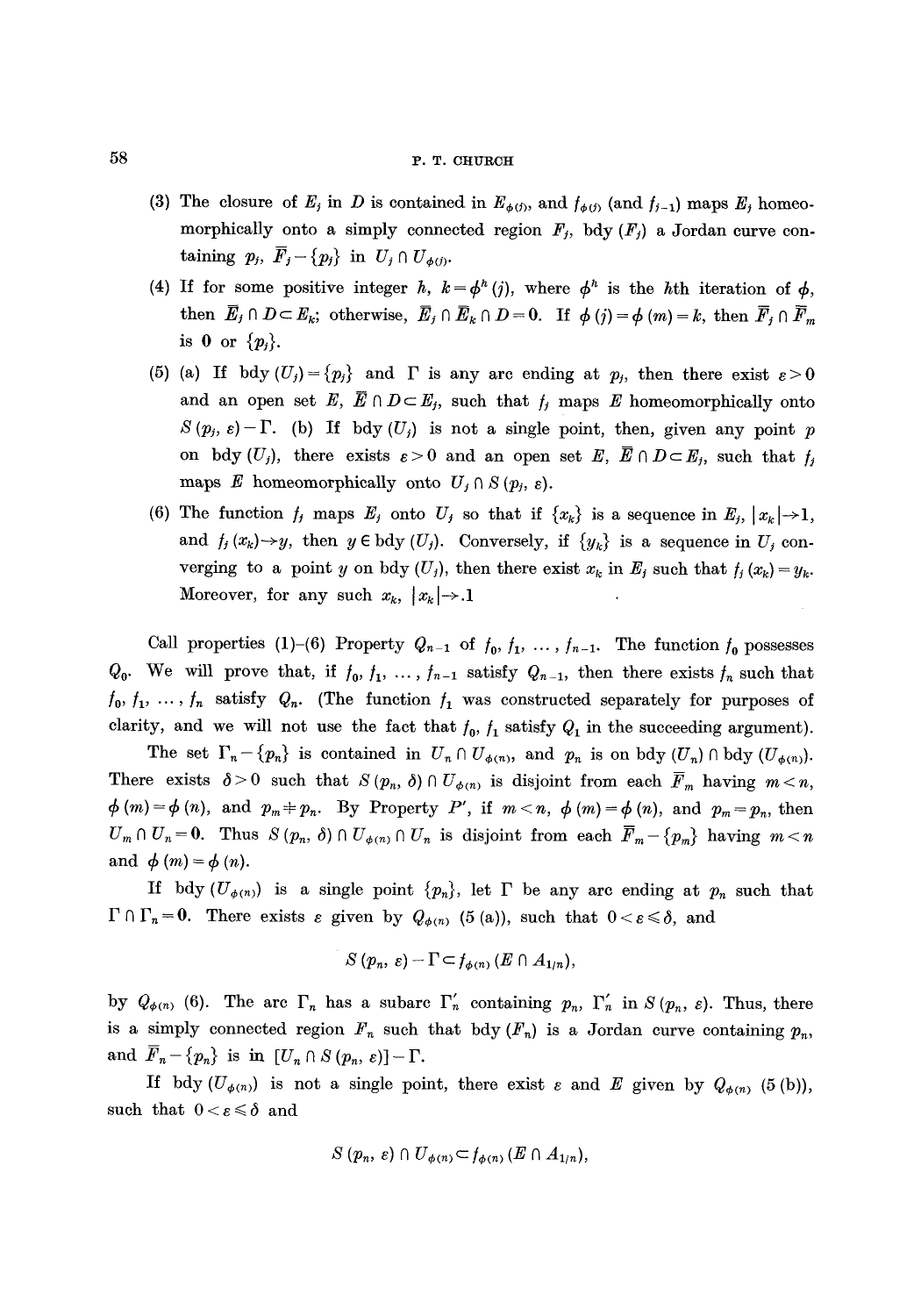(3) The closure of $E_j$ in $D$ is contained in $E_{\phi(j)}$, and $f_{\phi(j)}$ (and $f_{j-1}$) maps $E_j$ homeomorphically onto a simply connected region $F_j$, bdy $(F_j)$ a Jordan curve containing $p_j$, $\bar{F}_j - \{p_j\}$ in $U_j \cap U_{\phi(j)}$.

(4) If for some positive integer $h$, $k = \phi^h(j)$, where $\phi^h$ is the $h$th iteration of $\phi$, then $\bar{E}_j \cap D \subset E_k$; otherwise, $\bar{E}_j \cap \bar{E}_k \cap D = 0$. If $\phi(j) = \phi(m) = k$, then $\bar{F}_j \cap \bar{F}_m$ is $0$ or $\{p_j\}$.

(5) (a) If bdy $(U_j) = \{p_j\}$ and $\Gamma$ is any arc ending at $p_j$, then there exist $\varepsilon > 0$ and an open set $E$, $\bar{E} \cap D \subset E_j$, such that $f_j$ maps $E$ homeomorphically onto $S(p_j, \varepsilon) - \Gamma$. (b) If bdy $(U_j)$ is not a single point, then, given any point $p$ on bdy $(U_j)$, there exists $\varepsilon > 0$ and an open set $E$, $\bar{E} \cap D \subset E_j$, such that $f_j$ maps $E$ homeomorphically onto $U_j \cap S(p_j, \varepsilon)$.

(6) The function $f_j$ maps $E_j$ onto $U_j$ so that if $\{x_k\}$ is a sequence in $E_j$, $|x_k| \to 1$, and $f_j(x_k) \to y$, then $y \in$ bdy $(U_j)$. Conversely, if $\{y_k\}$ is a sequence in $U_j$ converging to a point $y$ on bdy $(U_j)$, then there exist $x_k$ in $E_j$ such that $f_j(x_k) = y_k$. Moreover, for any such $x_k$, $|x_k| \to 1$

Call properties (1)–(6) Property $Q_{n-1}$ of $f_0, f_1, \ldots, f_{n-1}$. The function $f_0$ possesses $Q_0$. We will prove that, if $f_0, f_1, \ldots, f_{n-1}$ satisfy $Q_{n-1}$, then there exists $f_n$ such that $f_0, f_1, \ldots, f_n$ satisfy $Q_n$. (The function $f_1$ was constructed separately for purposes of clarity, and we will not use the fact that $f_0$, $f_1$ satisfy $Q_1$ in the succeeding argument).

The set $\Gamma_n - \{p_n\}$ is contained in $U_n \cap U_{\phi(n)}$, and $p_n$ is on bdy $(U_n) \cap$ bdy $(U_{\phi(n)})$. There exists $\delta > 0$ such that $S(p_n, \delta) \cap U_{\phi(n)}$ is disjoint from each $\bar{F}_m$ having $m < n$, $\phi(m) = \phi(n)$, and $p_m \neq p_n$. By Property $P'$, if $m < n$, $\phi(m) = \phi(n)$, and $p_m = p_n$, then $U_m \cap U_n = 0$. Thus $S(p_n, \delta) \cap U_{\phi(n)} \cap U_n$ is disjoint from each $\bar{F}_m - \{p_m\}$ having $m < n$ and $\phi(m) = \phi(n)$.

If bdy $(U_{\phi(n)})$ is a single point $\{p_n\}$, let $\Gamma$ be any arc ending at $p_n$ such that $\Gamma \cap \Gamma_n = 0$. There exists $\varepsilon$ given by $Q_{\phi(n)}$ (5 (a)), such that $0 < \varepsilon \leqslant \delta$, and

$$S(p_n, \varepsilon) - \Gamma \subset f_{\phi(n)}(E \cap A_{1/n}),$$

by $Q_{\phi(n)}$ (6). The arc $\Gamma_n$ has a subarc $\Gamma_n'$ containing $p_n$, $\Gamma_n'$ in $S(p_n, \varepsilon)$. Thus, there is a simply connected region $F_n$ such that bdy $(F_n)$ is a Jordan curve containing $p_n$, and $\bar{F}_n - \{p_n\}$ is in $[U_n \cap S(p_n, \varepsilon)] - \Gamma$.

If bdy $(U_{\phi(n)})$ is not a single point, there exist $\varepsilon$ and $E$ given by $Q_{\phi(n)}$ (5 (b)), such that $0 < \varepsilon \leqslant \delta$ and

$$S(p_n, \varepsilon) \cap U_{\phi(n)} \subset f_{\phi(n)}(E \cap A_{1/n}),$$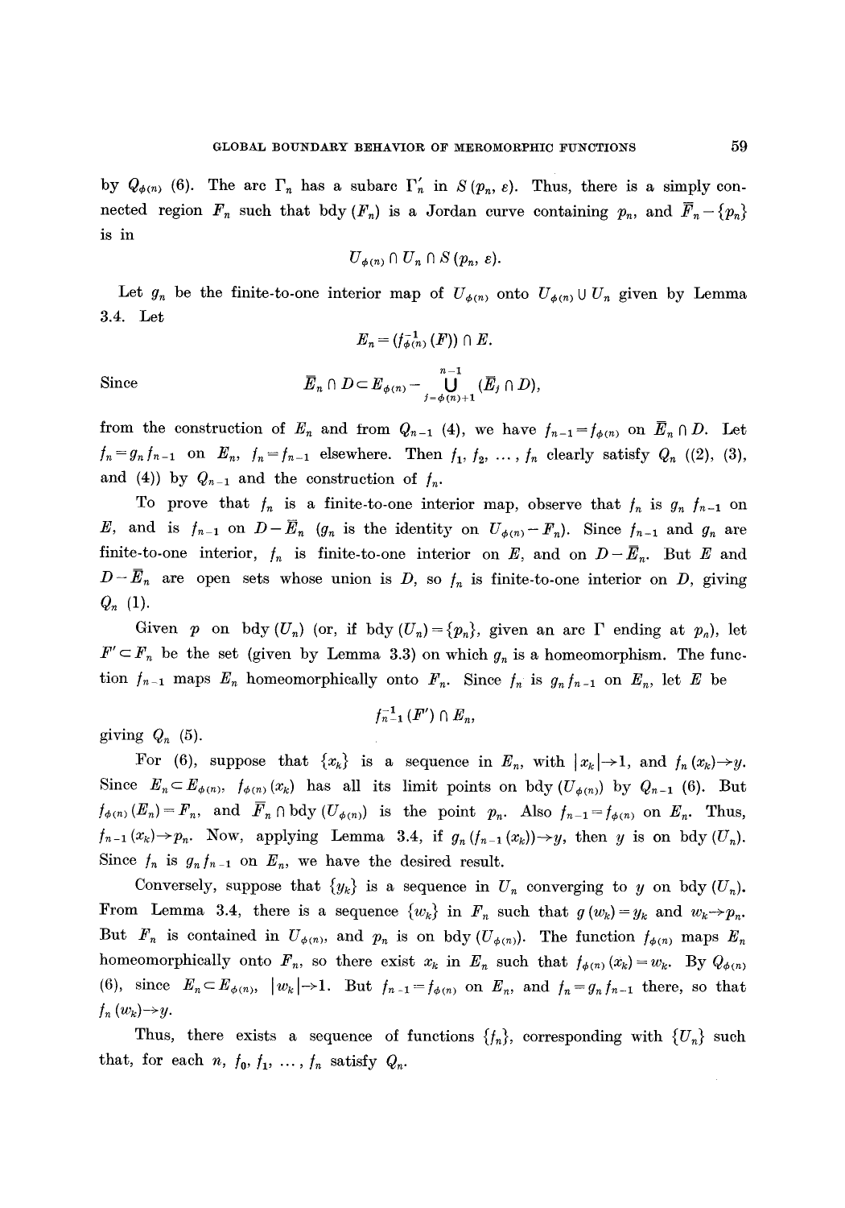by $Q_{\phi(n)}$ (6). The arc $\Gamma_n$ has a subarc $\Gamma_n'$ in $S(p_n, \varepsilon)$. Thus, there is a simply connected region $F_n$ such that bdy $(F_n)$ is a Jordan curve containing $p_n$, and $\bar{F}_n - \{p_n\}$ is in

$$U_{\phi(n)} \cap U_n \cap S(p_n, \varepsilon).$$

Let $g_n$ be the finite-to-one interior map of $U_{\phi(n)}$ onto $U_{\phi(n)} \cup U_n$ given by Lemma 3.4. Let

$$E_n = (f_{\phi(n)}^{-1}(F)) \cap E.$$

Since

$$\bar{E}_n \cap D \subset E_{\phi(n)} - \bigcup_{j=\phi(n)+1}^{n-1} (\bar{E}_j \cap D),$$

from the construction of $E_n$ and from $Q_{n-1}$ (4), we have $f_{n-1} = f_{\phi(n)}$ on $\bar{E}_n \cap D$. Let $f_n = g_n f_{n-1}$ on $E_n$, $f_n = f_{n-1}$ elsewhere. Then $f_1, f_2, \ldots, f_n$ clearly satisfy $Q_n$ ((2), (3), and (4)) by $Q_{n-1}$ and the construction of $f_n$.

To prove that $f_n$ is a finite-to-one interior map, observe that $f_n$ is $g_n f_{n-1}$ on $E$, and is $f_{n-1}$ on $D - \bar{E}_n$ ($g_n$ is the identity on $U_{\phi(n)} - F_n$). Since $f_{n-1}$ and $g_n$ are finite-to-one interior, $f_n$ is finite-to-one interior on $E$, and on $D - \bar{E}_n$. But $E$ and $D - \bar{E}_n$ are open sets whose union is $D$, so $f_n$ is finite-to-one interior on $D$, giving $Q_n$ (1).

Given $p$ on bdy $(U_n)$ (or, if bdy $(U_n) = \{p_n\}$, given an arc $\Gamma$ ending at $p_n$), let $F' \subset F_n$ be the set (given by Lemma 3.3) on which $g_n$ is a homeomorphism. The function $f_{n-1}$ maps $E_n$ homeomorphically onto $F_n$. Since $f_n$ is $g_n f_{n-1}$ on $E_n$, let $E$ be

$$f_{n-1}^{-1}(F') \cap E_n,$$

giving $Q_n$ (5).

For (6), suppose that $\{x_k\}$ is a sequence in $E_n$, with $|x_k| \to 1$, and $f_n(x_k) \to y$. Since $E_n \subset E_{\phi(n)}$, $f_{\phi(n)}(x_k)$ has all its limit points on bdy $(U_{\phi(n)})$ by $Q_{n-1}$ (6). But $f_{\phi(n)}(E_n) = F_n$, and $\bar{F}_n \cap$ bdy $(U_{\phi(n)})$ is the point $p_n$. Also $f_{n-1} = f_{\phi(n)}$ on $E_n$. Thus, $f_{n-1}(x_k) \to p_n$. Now, applying Lemma 3.4, if $g_n(f_{n-1}(x_k)) \to y$, then $y$ is on bdy $(U_n)$. Since $f_n$ is $g_n f_{n-1}$ on $E_n$, we have the desired result.

Conversely, suppose that $\{y_k\}$ is a sequence in $U_n$ converging to $y$ on bdy $(U_n)$. From Lemma 3.4, there is a sequence $\{w_k\}$ in $F_n$ such that $g(w_k) = y_k$ and $w_k \to p_n$. But $F_n$ is contained in $U_{\phi(n)}$, and $p_n$ is on bdy $(U_{\phi(n)})$. The function $f_{\phi(n)}$ maps $E_n$ homeomorphically onto $F_n$, so there exist $x_k$ in $E_n$ such that $f_{\phi(n)}(x_k) = w_k$. By $Q_{\phi(n)}$ (6), since $E_n \subset E_{\phi(n)}$, $|w_k| \to 1$. But $f_{n-1} = f_{\phi(n)}$ on $E_n$, and $f_n = g_n f_{n-1}$ there, so that $f_n(w_k) \to y$.

Thus, there exists a sequence of functions $\{f_n\}$, corresponding with $\{U_n\}$ such that, for each $n$, $f_0, f_1, \ldots, f_n$ satisfy $Q_n$.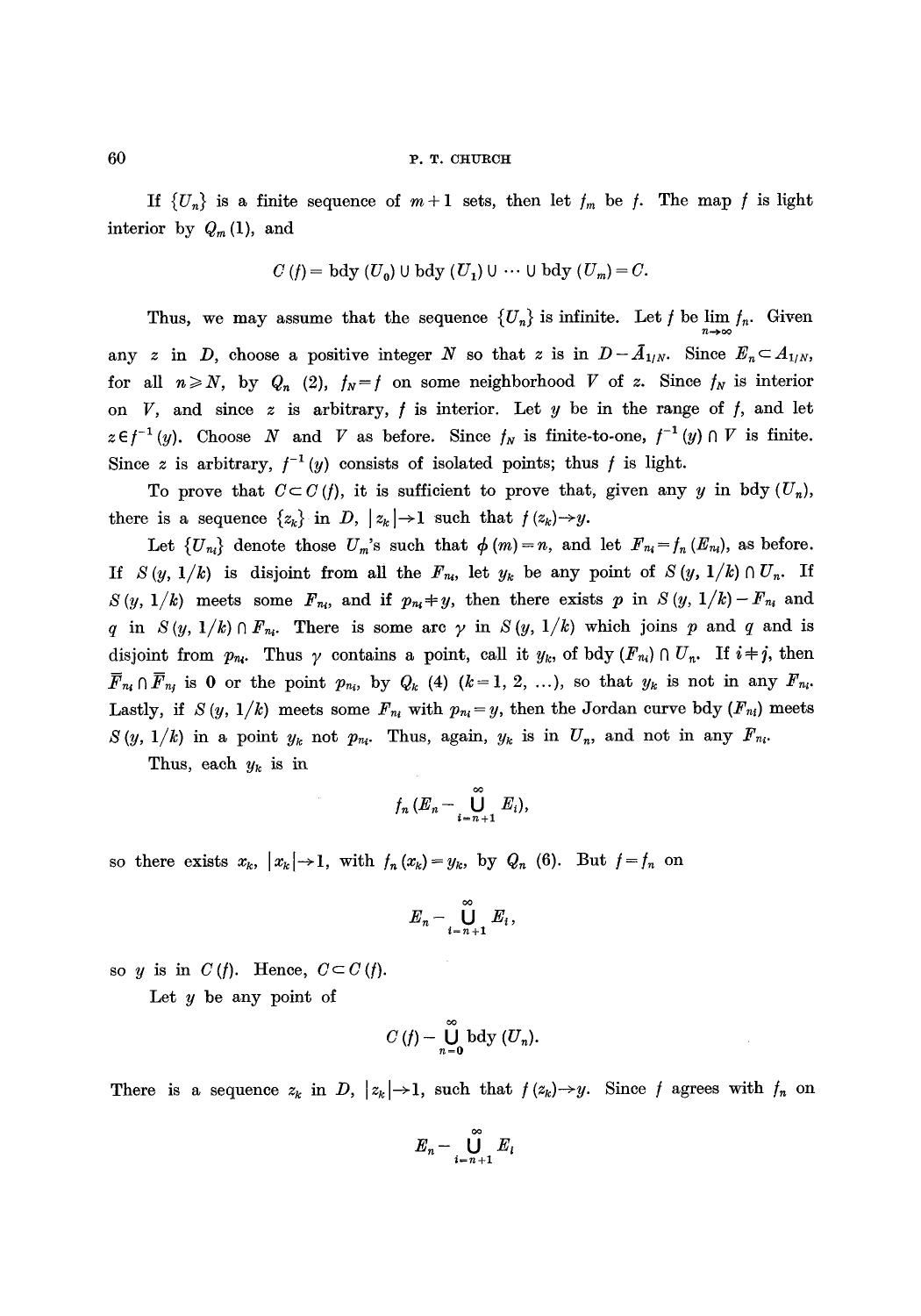If $\{U_n\}$ is a finite sequence of $m+1$ sets, then let $f_m$ be $f$. The map $f$ is light interior by $Q_m$ (1), and

$$C(f) = \text{bdy}(U_0) \cup \text{bdy}(U_1) \cup \cdots \cup \text{bdy}(U_m) = C.$$

Thus, we may assume that the sequence $\{U_n\}$ is infinite. Let $f$ be $\lim_{n\to\infty} f_n$. Given any $z$ in $D$, choose a positive integer $N$ so that $z$ is in $D - \bar{A}_{1/N}$. Since $E_n \subset A_{1/N}$, for all $n \geqslant N$, by $Q_n$ (2), $f_N = f$ on some neighborhood $V$ of $z$. Since $f_N$ is interior on $V$, and since $z$ is arbitrary, $f$ is interior. Let $y$ be in the range of $f$, and let $z \in f^{-1}(y)$. Choose $N$ and $V$ as before. Since $f_N$ is finite-to-one, $f^{-1}(y) \cap V$ is finite. Since $z$ is arbitrary, $f^{-1}(y)$ consists of isolated points; thus $f$ is light.

To prove that $C \subset C(f)$, it is sufficient to prove that, given any $y$ in bdy $(U_n)$, there is a sequence $\{z_k\}$ in $D$, $|z_k| \to 1$ such that $f(z_k) \to y$.

Let $\{U_{n_i}\}$ denote those $U_m$'s such that $\phi(m) = n$, and let $F_{n_i} = f_n(E_{n_i})$, as before. If $S(y, 1/k)$ is disjoint from all the $F_{n_i}$, let $y_k$ be any point of $S(y, 1/k) \cap U_n$. If $S(y, 1/k)$ meets some $F_{n_i}$, and if $p_{n_i} \neq y$, then there exists $p$ in $S(y, 1/k) - F_{n_i}$ and $q$ in $S(y, 1/k) \cap F_{n_i}$. There is some arc $\gamma$ in $S(y, 1/k)$ which joins $p$ and $q$ and is disjoint from $p_{n_i}$. Thus $\gamma$ contains a point, call it $y_k$, of bdy $(F_{n_i}) \cap U_n$. If $i \neq j$, then $\bar{F}_{n_i} \cap \bar{F}_{n_j}$ is $0$ or the point $p_{n_i}$, by $Q_k$ (4) $(k = 1, 2, \ldots)$, so that $y_k$ is not in any $F_{n_i}$. Lastly, if $S(y, 1/k)$ meets some $F_{n_i}$ with $p_{n_i} = y$, then the Jordan curve bdy $(F_{n_i})$ meets $S(y, 1/k)$ in a point $y_k$ not $p_{n_i}$. Thus, again, $y_k$ is in $U_n$, and not in any $F_{n_i}$.

Thus, each $y_k$ is in

$$f_n\left(E_n - \bigcup_{i=n+1}^{\infty} E_i\right),$$

so there exists $x_k$, $|x_k| \to 1$, with $f_n(x_k) = y_k$, by $Q_n$ (6). But $f = f_n$ on

$$E_n - \bigcup_{i=n+1}^{\infty} E_i,$$

so $y$ is in $C(f)$. Hence, $C \subset C(f)$.

Let $y$ be any point of

$$C(f) - \bigcup_{n=0}^{\infty} \text{bdy}(U_n).$$

There is a sequence $z_k$ in $D$, $|z_k| \to 1$, such that $f(z_k) \to y$. Since $f$ agrees with $f_n$ on

$$E_n - \bigcup_{i=n+1}^{\infty} E_i$$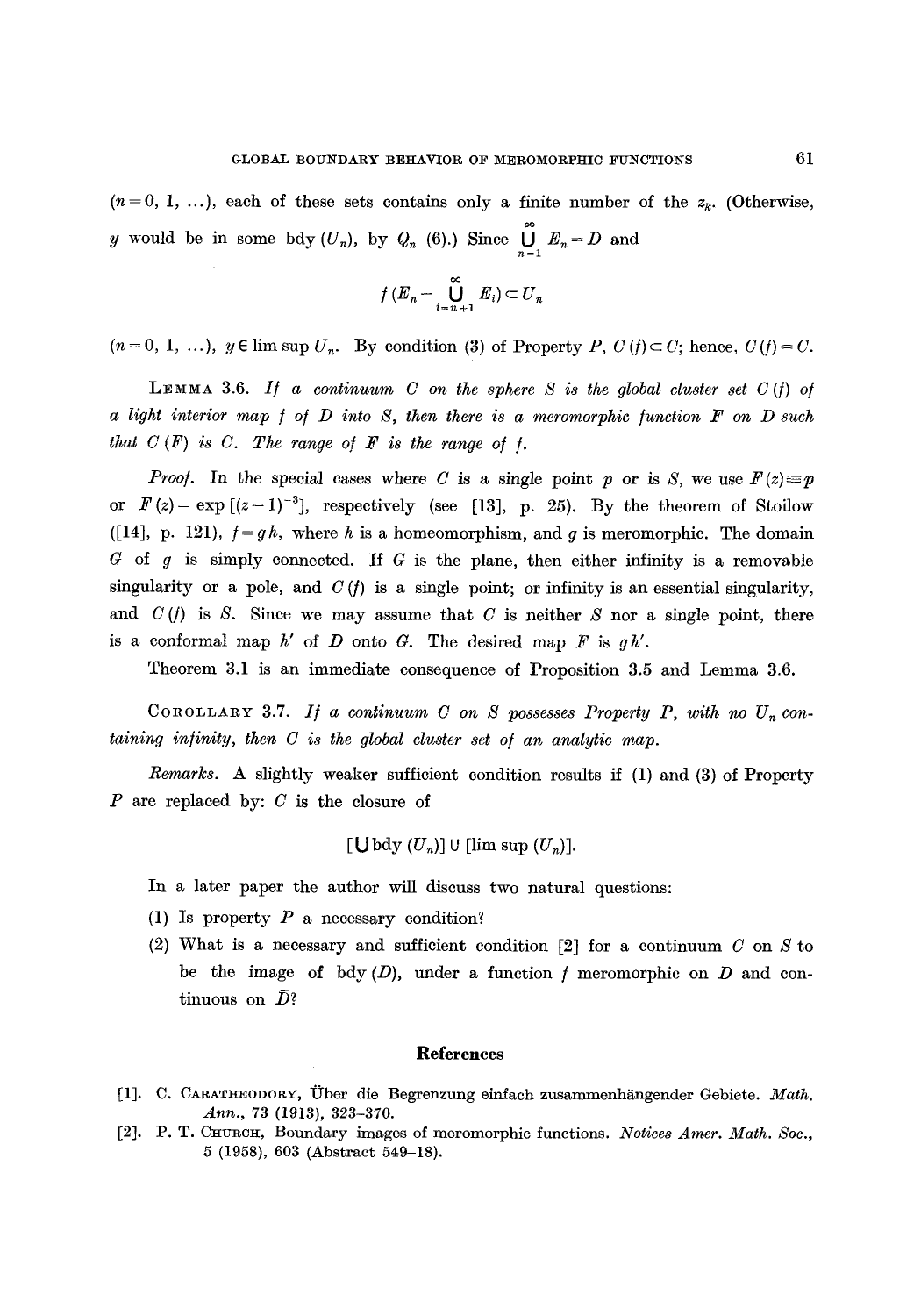$(n = 0, 1, \ldots)$, each of these sets contains only a finite number of the $z_k$. (Otherwise, $y$ would be in some bdy $(U_n)$, by $Q_n$ (6).) Since $\bigcup_{n=1}^{\infty} E_n = D$ and

$$f\left(E_n - \bigcup_{i=n+1}^{\infty} E_i\right) \subset U_n$$

$(n = 0, 1, \ldots)$, $y \in \limsup U_n$. By condition (3) of Property $P$, $C(f) \subset C$; hence, $C(f) = C$.

LEMMA 3.6. *If a continuum $C$ on the sphere $S$ is the global cluster set $C(f)$ of a light interior map $f$ of $D$ into $S$, then there is a meromorphic function $F$ on $D$ such that $C(F)$ is $C$. The range of $F$ is the range of $f$.*

*Proof.* In the special cases where $C$ is a single point $p$ or is $S$, we use $F(z) \equiv p$ or $F(z) = \exp[(z-1)^{-3}]$, respectively (see [13], p. 25). By the theorem of Stoilow ([14], p. 121), $f = gh$, where $h$ is a homeomorphism, and $g$ is meromorphic. The domain $G$ of $g$ is simply connected. If $G$ is the plane, then either infinity is a removable singularity or a pole, and $C(f)$ is a single point; or infinity is an essential singularity, and $C(f)$ is $S$. Since we may assume that $C$ is neither $S$ nor a single point, there is a conformal map $h'$ of $D$ onto $G$. The desired map $F$ is $gh'$.

Theorem 3.1 is an immediate consequence of Proposition 3.5 and Lemma 3.6.

COROLLARY 3.7. *If a continuum $C$ on $S$ possesses Property $P$, with no $U_n$ containing infinity, then $C$ is the global cluster set of an analytic map.*

*Remarks.* A slightly weaker sufficient condition results if (1) and (3) of Property $P$ are replaced by: $C$ is the closure of

$$[\bigcup \text{bdy}(U_n)] \cup [\limsup (U_n)].$$

In a later paper the author will discuss two natural questions:

(1) Is property $P$ a necessary condition?
(2) What is a necessary and sufficient condition [2] for a continuum $C$ on $S$ to be the image of bdy $(D)$, under a function $f$ meromorphic on $D$ and continuous on $\bar{D}$?

## References

[1]. C. CARATHEODORY, Über die Begrenzung einfach zusammenhängender Gebiete. *Math. Ann.*, 73 (1913), 323–370.

[2]. P. T. CHURCH, Boundary images of meromorphic functions. *Notices Amer. Math. Soc.*, 5 (1958), 603 (Abstract 549–18).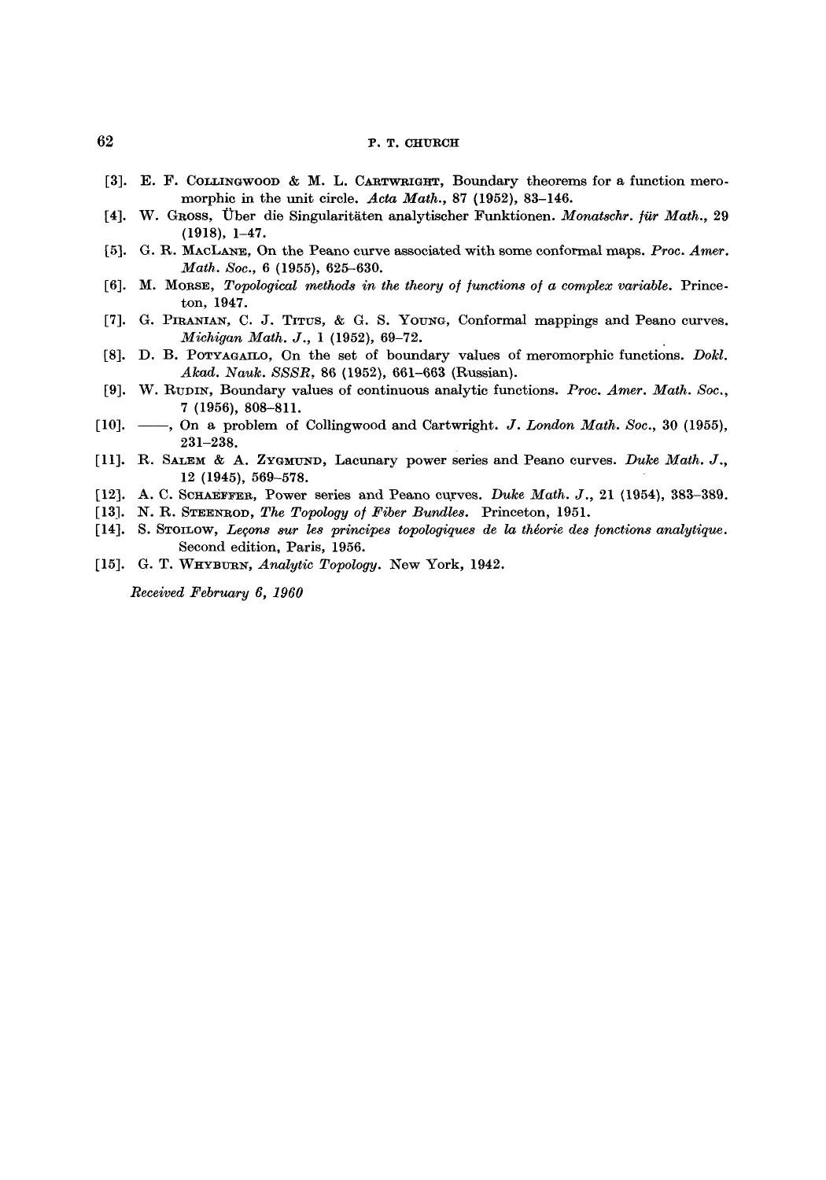[3]. E. F. Collingwood & M. L. Cartwright, Boundary theorems for a function meromorphic in the unit circle. *Acta Math.*, 87 (1952), 83–146.

[4]. W. Gross, Über die Singularitäten analytischer Funktionen. *Monatschr. für Math.*, 29 (1918), 1–47.

[5]. G. R. MacLane, On the Peano curve associated with some conformal maps. *Proc. Amer. Math. Soc.*, 6 (1955), 625–630.

[6]. M. Morse, *Topological methods in the theory of functions of a complex variable*. Princeton, 1947.

[7]. G. Piranian, C. J. Titus, & G. S. Young, Conformal mappings and Peano curves. *Michigan Math. J.*, 1 (1952), 69–72.

[8]. D. B. Potyagailo, On the set of boundary values of meromorphic functions. *Dokl. Akad. Nauk. SSSR*, 86 (1952), 661–663 (Russian).

[9]. W. Rudin, Boundary values of continuous analytic functions. *Proc. Amer. Math. Soc.*, 7 (1956), 808–811.

[10]. ——, On a problem of Collingwood and Cartwright. *J. London Math. Soc.*, 30 (1955), 231–238.

[11]. R. Salem & A. Zygmund, Lacunary power series and Peano curves. *Duke Math. J.*, 12 (1945), 569–578.

[12]. A. C. Schaeffer, Power series and Peano curves. *Duke Math. J.*, 21 (1954), 383–389.

[13]. N. R. Steenrod, *The Topology of Fiber Bundles*. Princeton, 1951.

[14]. S. Stoilow, *Leçons sur les principes topologiques de la théorie des fonctions analytique*. Second edition, Paris, 1956.

[15]. G. T. Whyburn, *Analytic Topology*. New York, 1942.

*Received February 6, 1960*